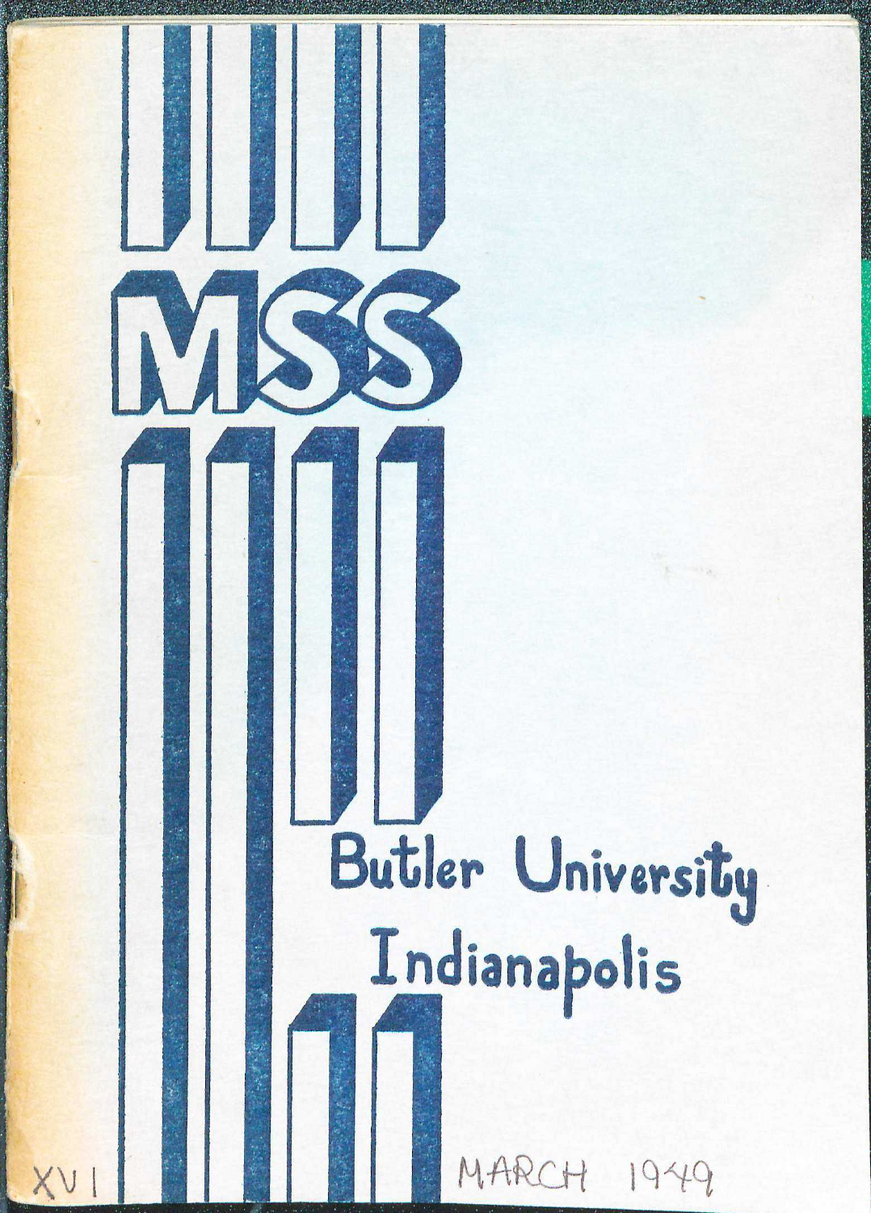# MSS

Butler University
Indianapolis

XVI

MARCH 1949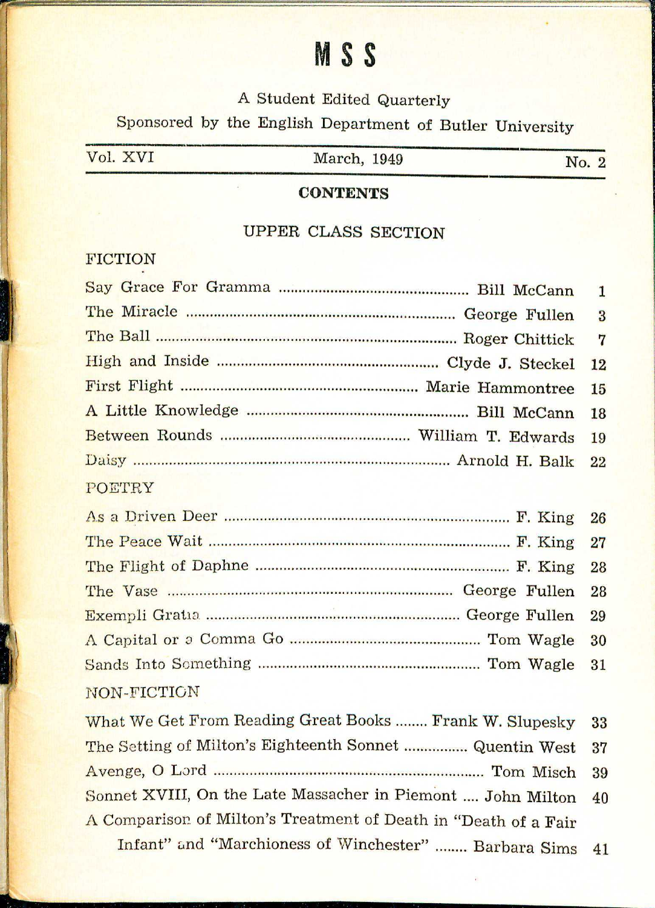# MSS

A Student Edited Quarterly

Sponsored by the English Department of Butler University

| Vol. XVI | March, 1949 | No. 2 |
|---|---|---|

## CONTENTS

### UPPER CLASS SECTION

#### FICTION

| | | |
|---|---|---|
| Say Grace For Gramma | Bill McCann | 1 |
| The Miracle | George Fullen | 3 |
| The Ball | Roger Chittick | 7 |
| High and Inside | Clyde J. Steckel | 12 |
| First Flight | Marie Hammontree | 15 |
| A Little Knowledge | Bill McCann | 18 |
| Between Rounds | William T. Edwards | 19 |
| Daisy | Arnold H. Balk | 22 |

#### POETRY

| | | |
|---|---|---|
| As a Driven Deer | F. King | 26 |
| The Peace Wait | F. King | 27 |
| The Flight of Daphne | F. King | 28 |
| The Vase | George Fullen | 28 |
| Exempli Gratia | George Fullen | 29 |
| A Capital or a Comma Go | Tom Wagle | 30 |
| Sands Into Something | Tom Wagle | 31 |

#### NON-FICTION

| | | |
|---|---|---|
| What We Get From Reading Great Books | Frank W. Slupesky | 33 |
| The Setting of Milton's Eighteenth Sonnet | Quentin West | 37 |
| Avenge, O Lord | Tom Misch | 39 |
| Sonnet XVIII, On the Late Massacher in Piemont | John Milton | 40 |
| A Comparison of Milton's Treatment of Death in "Death of a Fair Infant" and "Marchioness of Winchester" | Barbara Sims | 41 |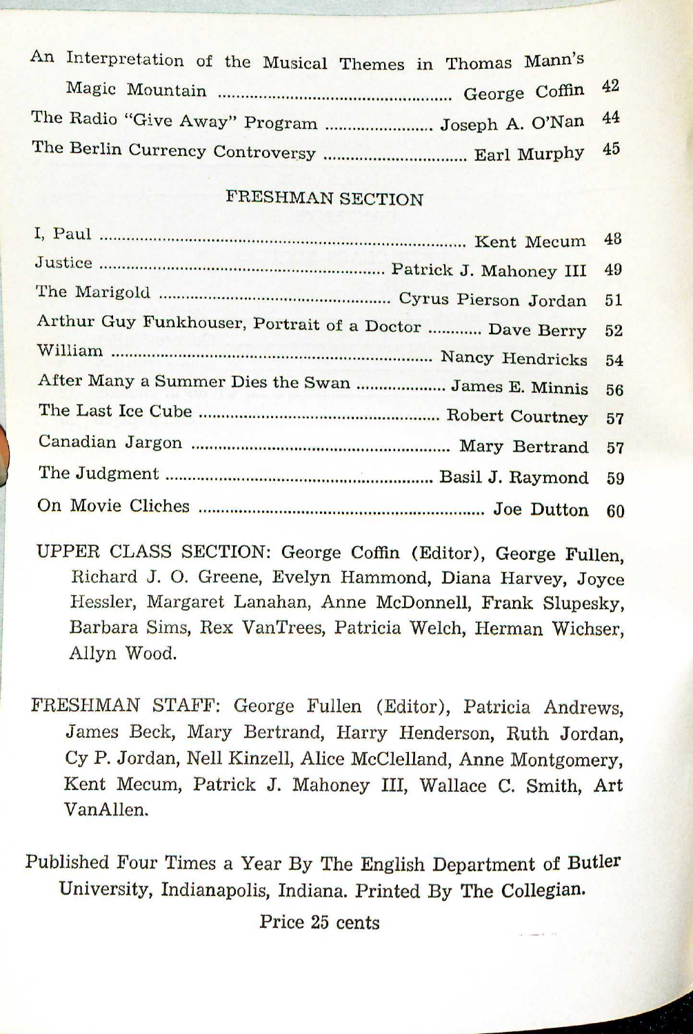An Interpretation of the Musical Themes in Thomas Mann's Magic Mountain .......... George Coffin 42

The Radio "Give Away" Program .......... Joseph A. O'Nan 44

The Berlin Currency Controversy .......... Earl Murphy 45

## FRESHMAN SECTION

I, Paul .......... Kent Mecum 48

Justice .......... Patrick J. Mahoney III 49

The Marigold .......... Cyrus Pierson Jordan 51

Arthur Guy Funkhouser, Portrait of a Doctor .......... Dave Berry 52

William .......... Nancy Hendricks 54

After Many a Summer Dies the Swan .......... James E. Minnis 56

The Last Ice Cube .......... Robert Courtney 57

Canadian Jargon .......... Mary Bertrand 57

The Judgment .......... Basil J. Raymond 59

On Movie Cliches .......... Joe Dutton 60

UPPER CLASS SECTION: George Coffin (Editor), George Fullen, Richard J. O. Greene, Evelyn Hammond, Diana Harvey, Joyce Hessler, Margaret Lanahan, Anne McDonnell, Frank Slupesky, Barbara Sims, Rex VanTrees, Patricia Welch, Herman Wichser, Allyn Wood.

FRESHMAN STAFF: George Fullen (Editor), Patricia Andrews, James Beck, Mary Bertrand, Harry Henderson, Ruth Jordan, Cy P. Jordan, Nell Kinzell, Alice McClelland, Anne Montgomery, Kent Mecum, Patrick J. Mahoney III, Wallace C. Smith, Art VanAllen.

Published Four Times a Year By The English Department of Butler University, Indianapolis, Indiana. Printed By The Collegian.

Price 25 cents